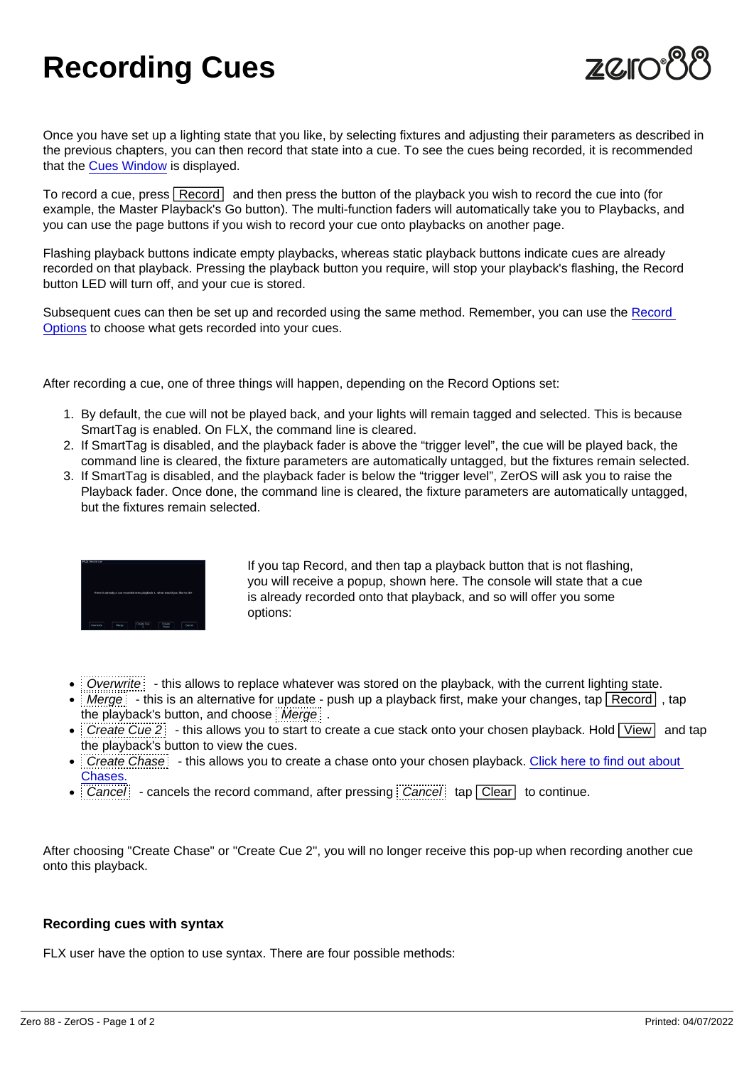# Recording Cues

Once you have set up a lighting state that you like, by selecting fixtures and adjusting their parameters as described in the previous chapters, you can then record that state into a cue. To see the cues being recorded, it is recommended that the Cues Window is displayed.

To record a cue, press Record and then press the button of the playback you wish to record the cue into (for example, the Master Playback's Go button). The multi-function faders will automatically take you to Playbacks, and you can use the page buttons if you wish to record your cue onto playbacks on another page.

Flashing playback buttons indicate empty playbacks, whereas static playback buttons indicate cues are already recorded on that playback. Pressing the playback button you require, will stop your playback's flashing, the Record button LED will turn off, and your cue is stored.

Subsequent cues can then be set up and recorded using the same method. Remember, you can use the Record Options to choose what gets recorded into your cues.

After recording a cue, one of three things will happen, depending on the Record Options set:

1. By default, the cue will not be played back, and your lights will remain tagged and selected. This is because SmartTag is enabled. On FLX, the command line is cleared.
2. If SmartTag is disabled, and the playback fader is above the “trigger level”, the cue will be played back, the command line is cleared, the fixture parameters are automatically untagged, but the fixtures remain selected.
3. If SmartTag is disabled, and the playback fader is below the “trigger level”, ZerOS will ask you to raise the Playback fader. Once done, the command line is cleared, the fixture parameters are automatically untagged, but the fixtures remain selected.

If you tap Record, and then tap a playback button that is not flashing, you will receive a popup, shown here. The console will state that a cue is already recorded onto that playback, and so will offer you some options:

- Overwrite - this allows to replace whatever was stored on the playback, with the current lighting state.
- Merge - this is an alternative for update - push up a playback first, make your changes, tap Record , tap the playback's button, and choose Merge .
- Create Cue 2 - this allows you to start to create a cue stack onto your chosen playback. Hold View and tap the playback's button to view the cues.
- Create Chase - this allows you to create a chase onto your chosen playback. Click here to find out about Chases.
- Cancel - cancels the record command, after pressing Cancel tap Clear to continue.

After choosing "Create Chase" or "Create Cue 2", you will no longer receive this pop-up when recording another cue onto this playback.

### Recording cues with syntax

FLX user have the option to use syntax. There are four possible methods: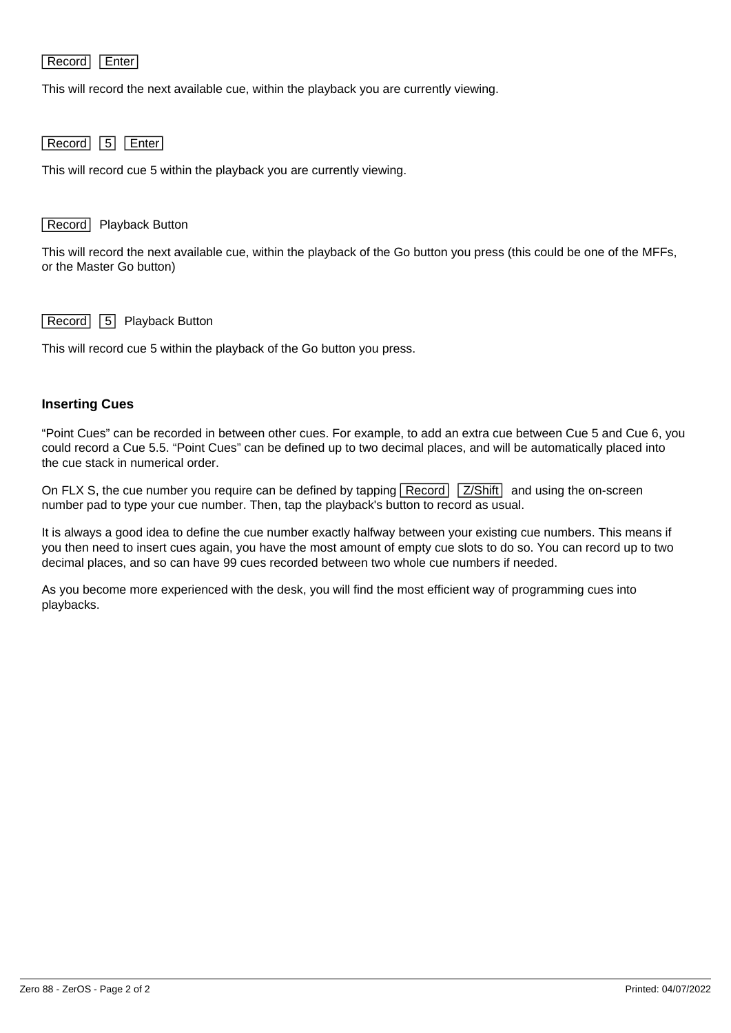Record Enter

This will record the next available cue, within the playback you are currently viewing.

Record 5 Enter

This will record cue 5 within the playback you are currently viewing.

Record Playback Button

This will record the next available cue, within the playback of the Go button you press (this could be one of the MFFs, or the Master Go button)

Record 5 Playback Button

This will record cue 5 within the playback of the Go button you press.

### Inserting Cues

"Point Cues" can be recorded in between other cues. For example, to add an extra cue between Cue 5 and Cue 6, you could record a Cue 5.5. "Point Cues" can be defined up to two decimal places, and will be automatically placed into the cue stack in numerical order.

On FLX S, the cue number you require can be defined by tapping Record Z/Shift and using the on-screen number pad to type your cue number. Then, tap the playback's button to record as usual.

It is always a good idea to define the cue number exactly halfway between your existing cue numbers. This means if you then need to insert cues again, you have the most amount of empty cue slots to do so. You can record up to two decimal places, and so can have 99 cues recorded between two whole cue numbers if needed.

As you become more experienced with the desk, you will find the most efficient way of programming cues into playbacks.